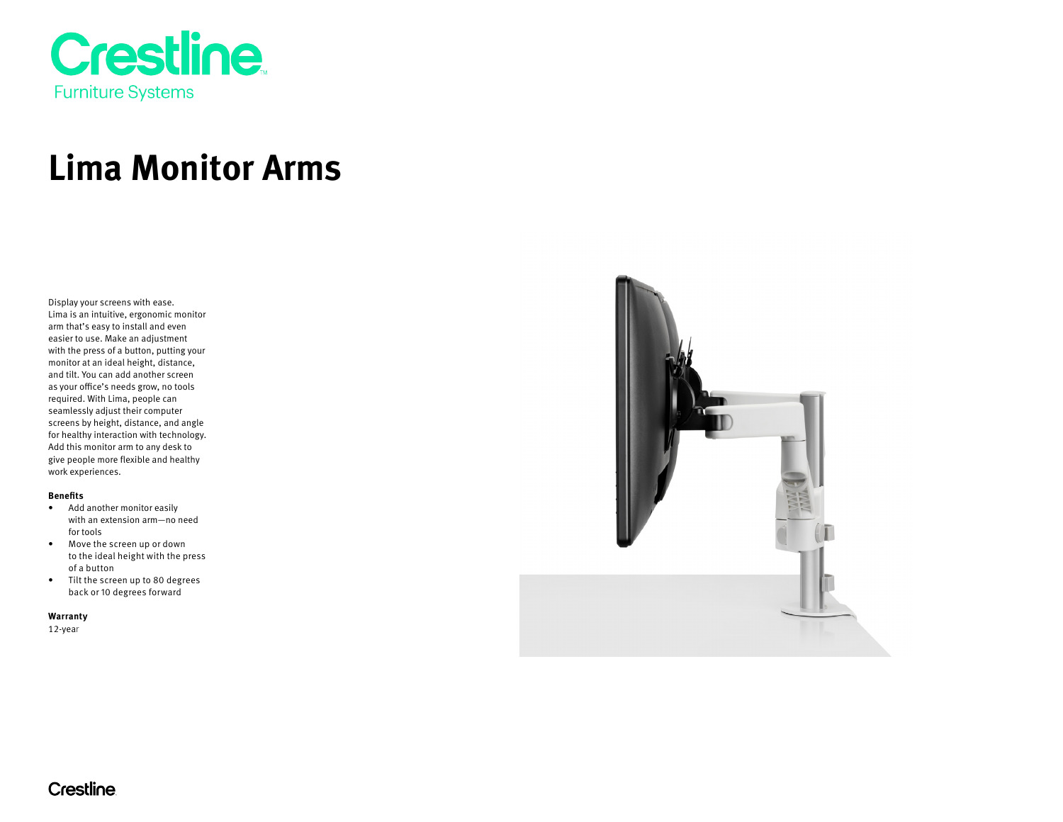Crestline
Furniture Systems

# Lima Monitor Arms

Display your screens with ease. Lima is an intuitive, ergonomic monitor arm that's easy to install and even easier to use. Make an adjustment with the press of a button, putting your monitor at an ideal height, distance, and tilt. You can add another screen as your office's needs grow, no tools required. With Lima, people can seamlessly adjust their computer screens by height, distance, and angle for healthy interaction with technology. Add this monitor arm to any desk to give people more flexible and healthy work experiences.

**Benefits**

- Add another monitor easily with an extension arm—no need for tools
- Move the screen up or down to the ideal height with the press of a button
- Tilt the screen up to 80 degrees back or 10 degrees forward

**Warranty**

12-year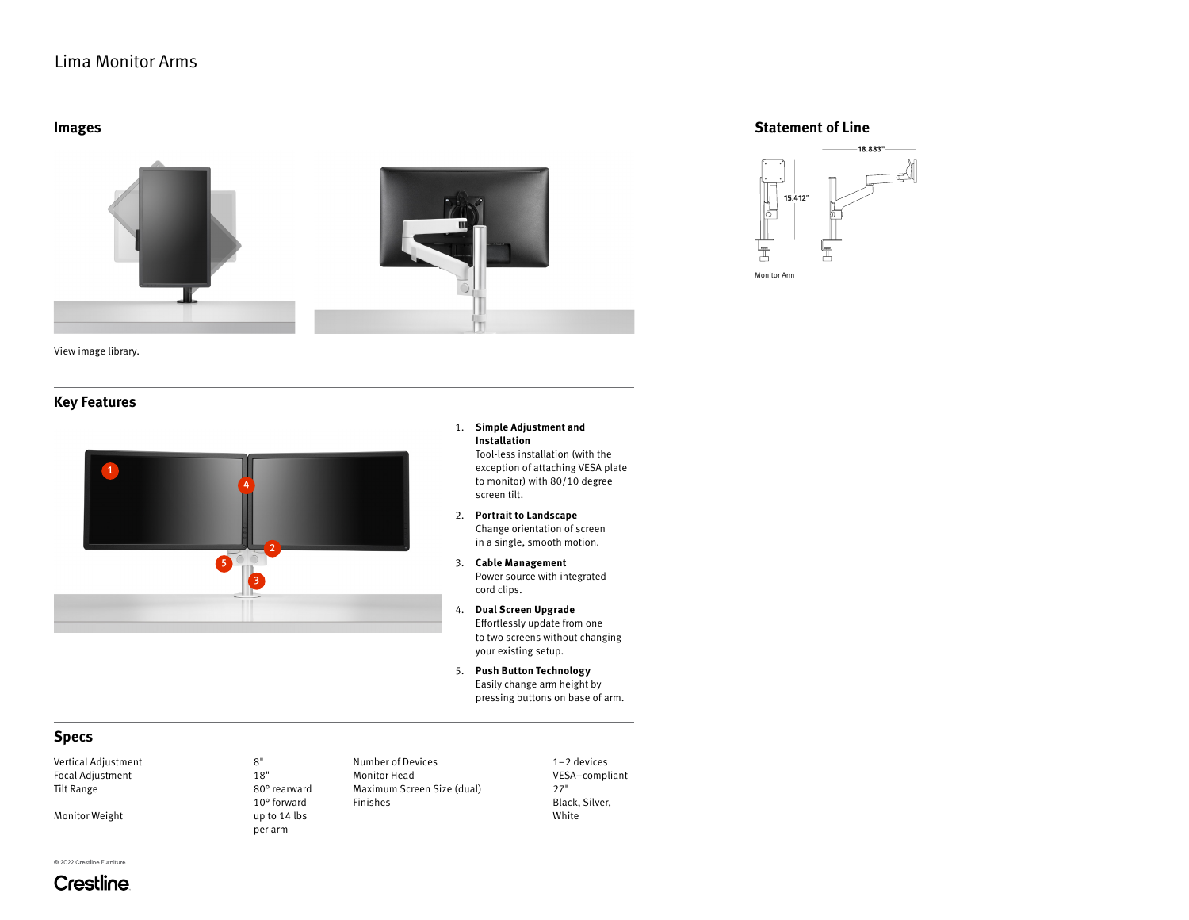# Lima Monitor Arms

## Images

View image library.

## Statement of Line

18.883"

15.412"

Monitor Arm

## Key Features

1. **Simple Adjustment and Installation**
   Tool-less installation (with the exception of attaching VESA plate to monitor) with 80/10 degree screen tilt.
2. **Portrait to Landscape**
   Change orientation of screen in a single, smooth motion.
3. **Cable Management**
   Power source with integrated cord clips.
4. **Dual Screen Upgrade**
   Effortlessly update from one to two screens without changing your existing setup.
5. **Push Button Technology**
   Easily change arm height by pressing buttons on base of arm.

## Specs

| | | | |
|---|---|---|---|
| Vertical Adjustment | 8" | Number of Devices | 1–2 devices |
| Focal Adjustment | 18" | Monitor Head | VESA–compliant |
| Tilt Range | 80° rearward<br>10° forward | Maximum Screen Size (dual) | 27" |
| Monitor Weight | up to 14 lbs per arm | Finishes | Black, Silver, White |

© 2022 Crestline Furniture.

Crestline